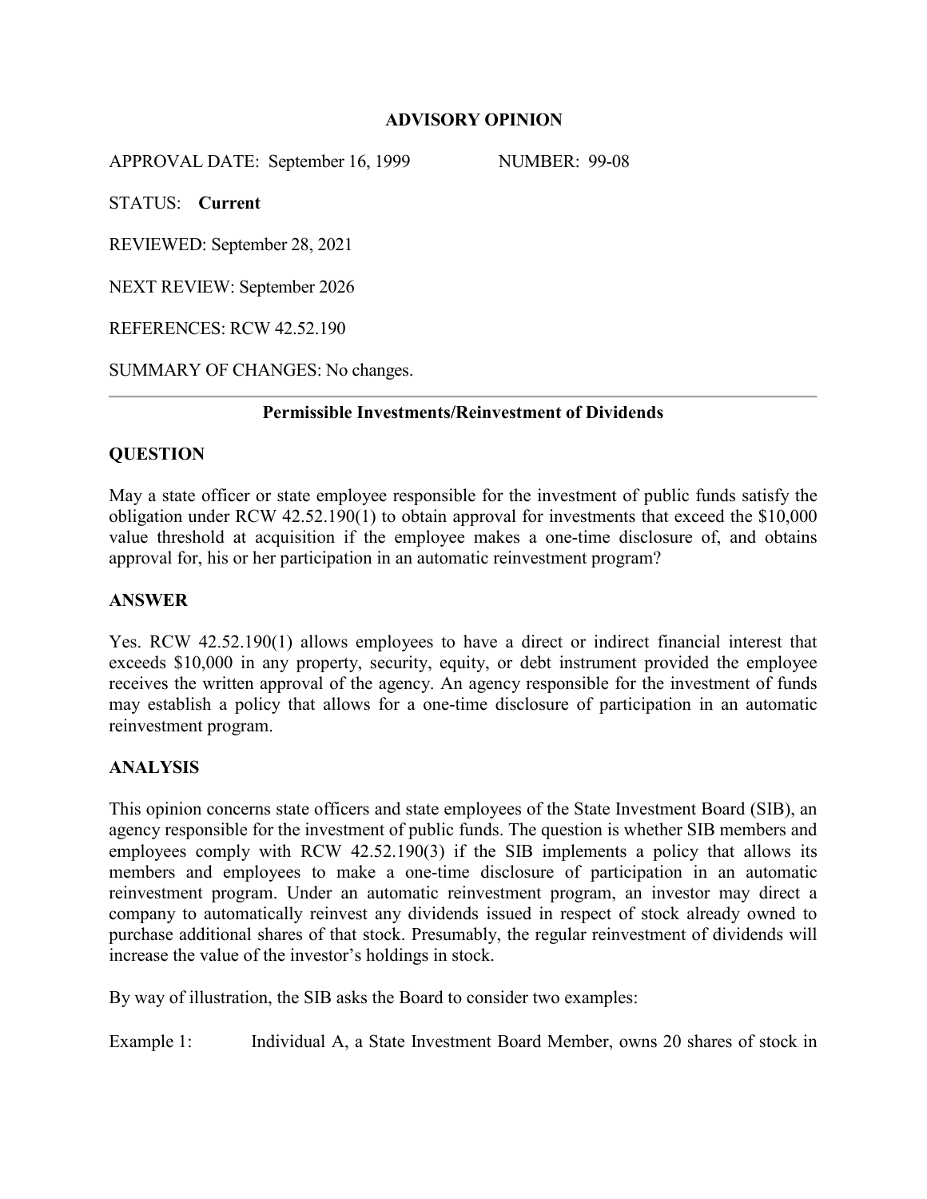## ADVISORY OPINION

APPROVAL DATE: September 16, 1999 NUMBER: 99-08

STATUS: **Current**

REVIEWED: September 28, 2021

NEXT REVIEW: September 2026

REFERENCES: RCW 42.52.190

SUMMARY OF CHANGES: No changes.

---

### Permissible Investments/Reinvestment of Dividends

### QUESTION

May a state officer or state employee responsible for the investment of public funds satisfy the obligation under RCW 42.52.190(1) to obtain approval for investments that exceed the $10,000 value threshold at acquisition if the employee makes a one-time disclosure of, and obtains approval for, his or her participation in an automatic reinvestment program?

### ANSWER

Yes. RCW 42.52.190(1) allows employees to have a direct or indirect financial interest that exceeds $10,000 in any property, security, equity, or debt instrument provided the employee receives the written approval of the agency. An agency responsible for the investment of funds may establish a policy that allows for a one-time disclosure of participation in an automatic reinvestment program.

### ANALYSIS

This opinion concerns state officers and state employees of the State Investment Board (SIB), an agency responsible for the investment of public funds. The question is whether SIB members and employees comply with RCW 42.52.190(3) if the SIB implements a policy that allows its members and employees to make a one-time disclosure of participation in an automatic reinvestment program. Under an automatic reinvestment program, an investor may direct a company to automatically reinvest any dividends issued in respect of stock already owned to purchase additional shares of that stock. Presumably, the regular reinvestment of dividends will increase the value of the investor's holdings in stock.

By way of illustration, the SIB asks the Board to consider two examples:

Example 1: Individual A, a State Investment Board Member, owns 20 shares of stock in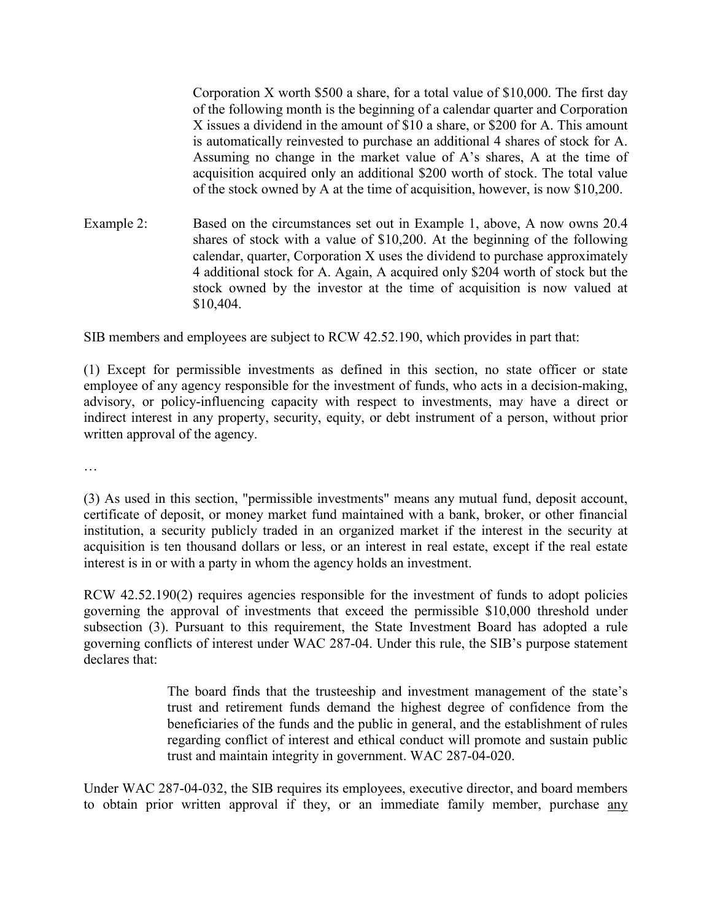Corporation X worth $500 a share, for a total value of $10,000. The first day of the following month is the beginning of a calendar quarter and Corporation X issues a dividend in the amount of $10 a share, or $200 for A. This amount is automatically reinvested to purchase an additional 4 shares of stock for A. Assuming no change in the market value of A's shares, A at the time of acquisition acquired only an additional $200 worth of stock. The total value of the stock owned by A at the time of acquisition, however, is now $10,200.

Example 2: Based on the circumstances set out in Example 1, above, A now owns 20.4 shares of stock with a value of $10,200. At the beginning of the following calendar, quarter, Corporation X uses the dividend to purchase approximately 4 additional stock for A. Again, A acquired only $204 worth of stock but the stock owned by the investor at the time of acquisition is now valued at $10,404.

SIB members and employees are subject to RCW 42.52.190, which provides in part that:

(1) Except for permissible investments as defined in this section, no state officer or state employee of any agency responsible for the investment of funds, who acts in a decision-making, advisory, or policy-influencing capacity with respect to investments, may have a direct or indirect interest in any property, security, equity, or debt instrument of a person, without prior written approval of the agency.

…

(3) As used in this section, "permissible investments" means any mutual fund, deposit account, certificate of deposit, or money market fund maintained with a bank, broker, or other financial institution, a security publicly traded in an organized market if the interest in the security at acquisition is ten thousand dollars or less, or an interest in real estate, except if the real estate interest is in or with a party in whom the agency holds an investment.

RCW 42.52.190(2) requires agencies responsible for the investment of funds to adopt policies governing the approval of investments that exceed the permissible $10,000 threshold under subsection (3). Pursuant to this requirement, the State Investment Board has adopted a rule governing conflicts of interest under WAC 287-04. Under this rule, the SIB's purpose statement declares that:

> The board finds that the trusteeship and investment management of the state's trust and retirement funds demand the highest degree of confidence from the beneficiaries of the funds and the public in general, and the establishment of rules regarding conflict of interest and ethical conduct will promote and sustain public trust and maintain integrity in government. WAC 287-04-020.

Under WAC 287-04-032, the SIB requires its employees, executive director, and board members to obtain prior written approval if they, or an immediate family member, purchase <u>any</u>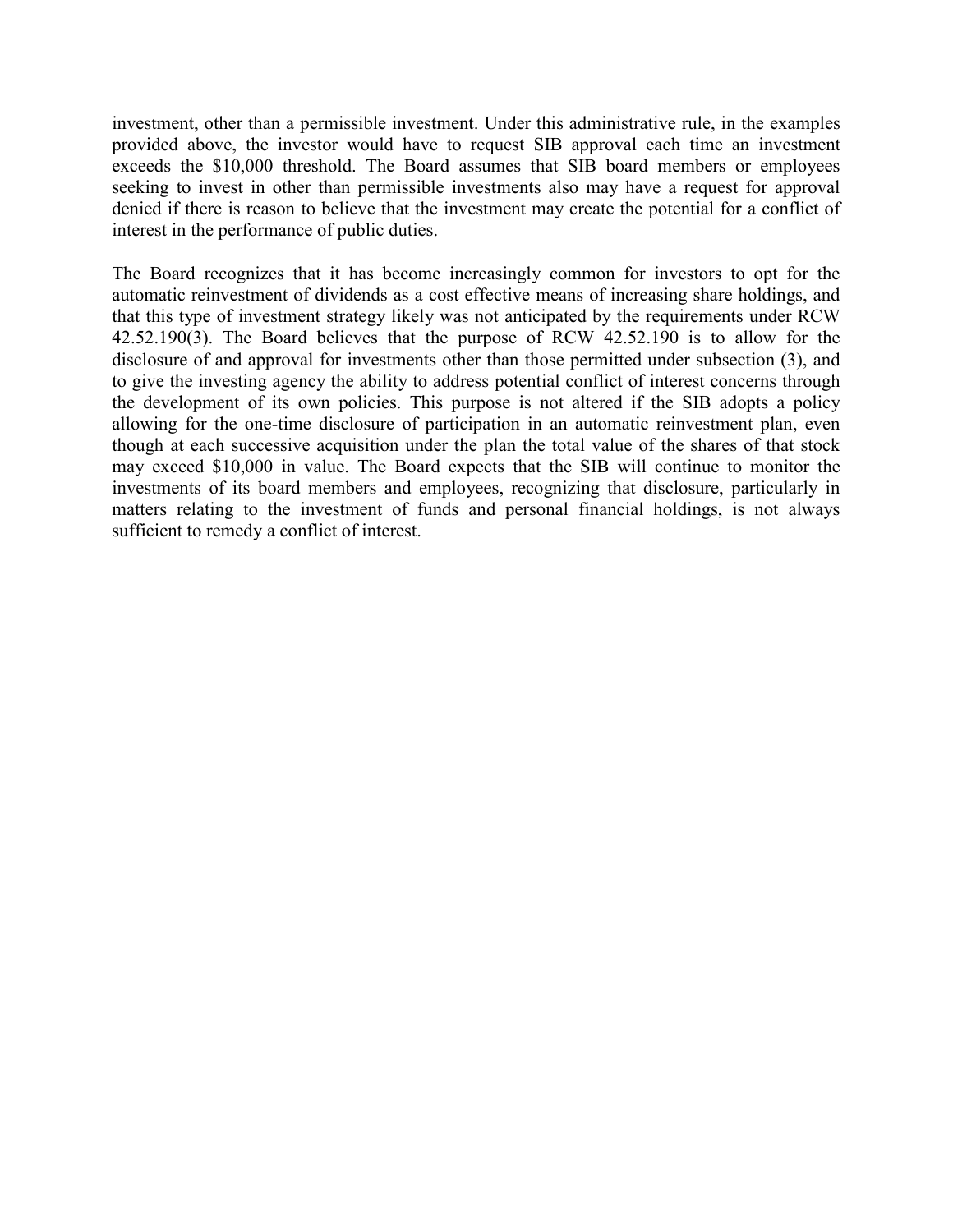investment, other than a permissible investment. Under this administrative rule, in the examples provided above, the investor would have to request SIB approval each time an investment exceeds the $10,000 threshold. The Board assumes that SIB board members or employees seeking to invest in other than permissible investments also may have a request for approval denied if there is reason to believe that the investment may create the potential for a conflict of interest in the performance of public duties.

The Board recognizes that it has become increasingly common for investors to opt for the automatic reinvestment of dividends as a cost effective means of increasing share holdings, and that this type of investment strategy likely was not anticipated by the requirements under RCW 42.52.190(3). The Board believes that the purpose of RCW 42.52.190 is to allow for the disclosure of and approval for investments other than those permitted under subsection (3), and to give the investing agency the ability to address potential conflict of interest concerns through the development of its own policies. This purpose is not altered if the SIB adopts a policy allowing for the one-time disclosure of participation in an automatic reinvestment plan, even though at each successive acquisition under the plan the total value of the shares of that stock may exceed $10,000 in value. The Board expects that the SIB will continue to monitor the investments of its board members and employees, recognizing that disclosure, particularly in matters relating to the investment of funds and personal financial holdings, is not always sufficient to remedy a conflict of interest.